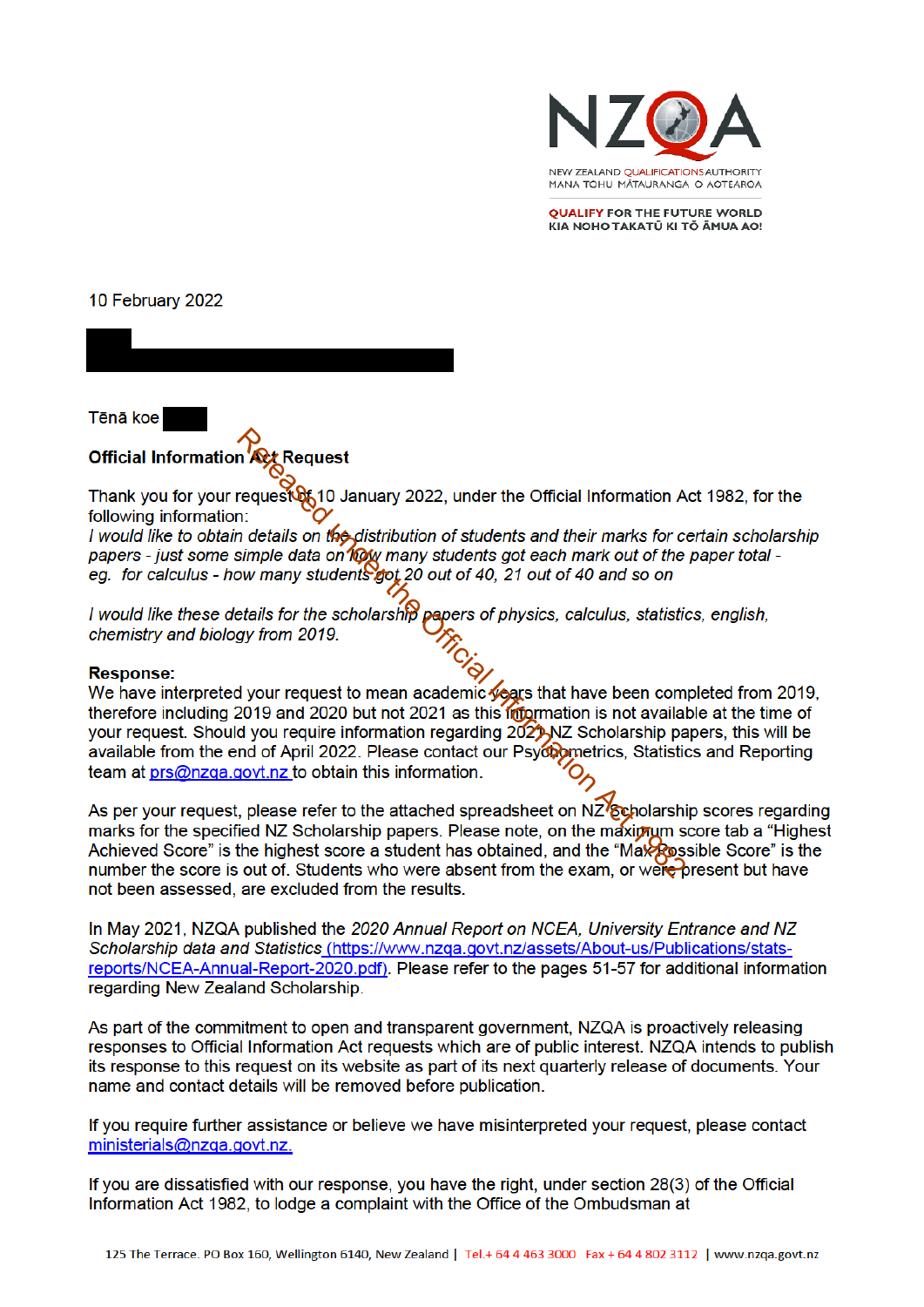NEW ZEALAND QUALIFICATIONS AUTHORITY
MANA TOHU MĀTAURANGA O AOTEAROA

QUALIFY FOR THE FUTURE WORLD
KIA NOHO TAKATŪ KI TŌ ĀMUA AO!

10 February 2022

Tēnā koe

**Official Information Act Request**

Thank you for your request of 10 January 2022, under the Official Information Act 1982, for the following information:

*I would like to obtain details on the distribution of students and their marks for certain scholarship papers - just some simple data on how many students got each mark out of the paper total - eg. for calculus - how many students got 20 out of 40, 21 out of 40 and so on*

*I would like these details for the scholarship papers of physics, calculus, statistics, english, chemistry and biology from 2019.*

**Response:**

We have interpreted your request to mean academic years that have been completed from 2019, therefore including 2019 and 2020 but not 2021 as this information is not available at the time of your request. Should you require information regarding 2021 NZ Scholarship papers, this will be available from the end of April 2022. Please contact our Psychometrics, Statistics and Reporting team at prs@nzqa.govt.nz to obtain this information.

As per your request, please refer to the attached spreadsheet on NZ Scholarship scores regarding marks for the specified NZ Scholarship papers. Please note, on the maximum score tab a "Highest Achieved Score" is the highest score a student has obtained, and the "Max Possible Score" is the number the score is out of. Students who were absent from the exam, or were present but have not been assessed, are excluded from the results.

In May 2021, NZQA published the *2020 Annual Report on NCEA, University Entrance and NZ Scholarship data and Statistics* (https://www.nzqa.govt.nz/assets/About-us/Publications/stats-reports/NCEA-Annual-Report-2020.pdf). Please refer to the pages 51-57 for additional information regarding New Zealand Scholarship.

As part of the commitment to open and transparent government, NZQA is proactively releasing responses to Official Information Act requests which are of public interest. NZQA intends to publish its response to this request on its website as part of its next quarterly release of documents. Your name and contact details will be removed before publication.

If you require further assistance or believe we have misinterpreted your request, please contact ministerials@nzqa.govt.nz.

If you are dissatisfied with our response, you have the right, under section 28(3) of the Official Information Act 1982, to lodge a complaint with the Office of the Ombudsman at

125 The Terrace. PO Box 160, Wellington 6140, New Zealand | Tel.+ 64 4 463 3000 Fax + 64 4 802 3112 | www.nzqa.govt.nz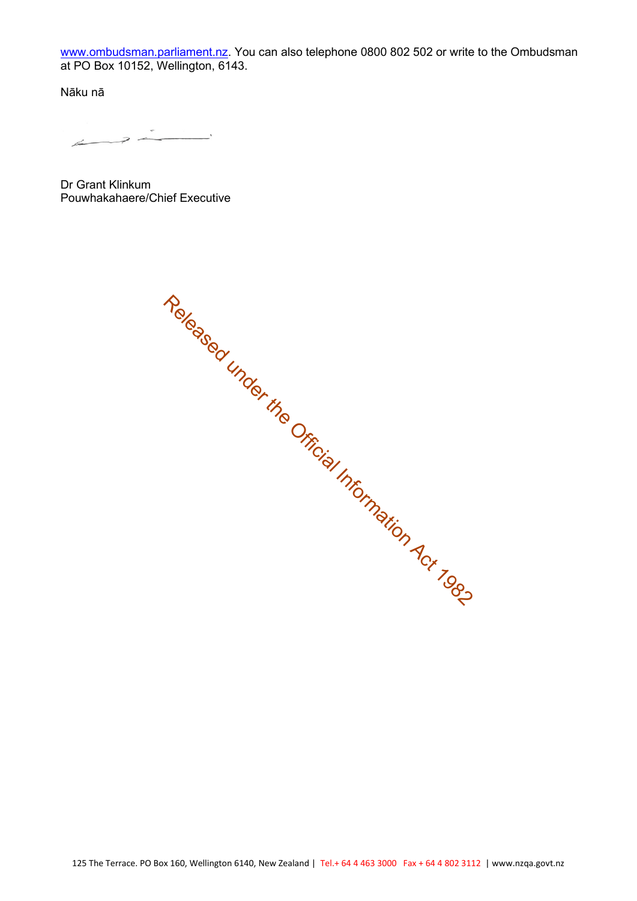www.ombudsman.parliament.nz. You can also telephone 0800 802 502 or write to the Ombudsman at PO Box 10152, Wellington, 6143.

Nāku nā

Dr Grant Klinkum
Pouwhakahaere/Chief Executive

Released under the Official Information Act 1982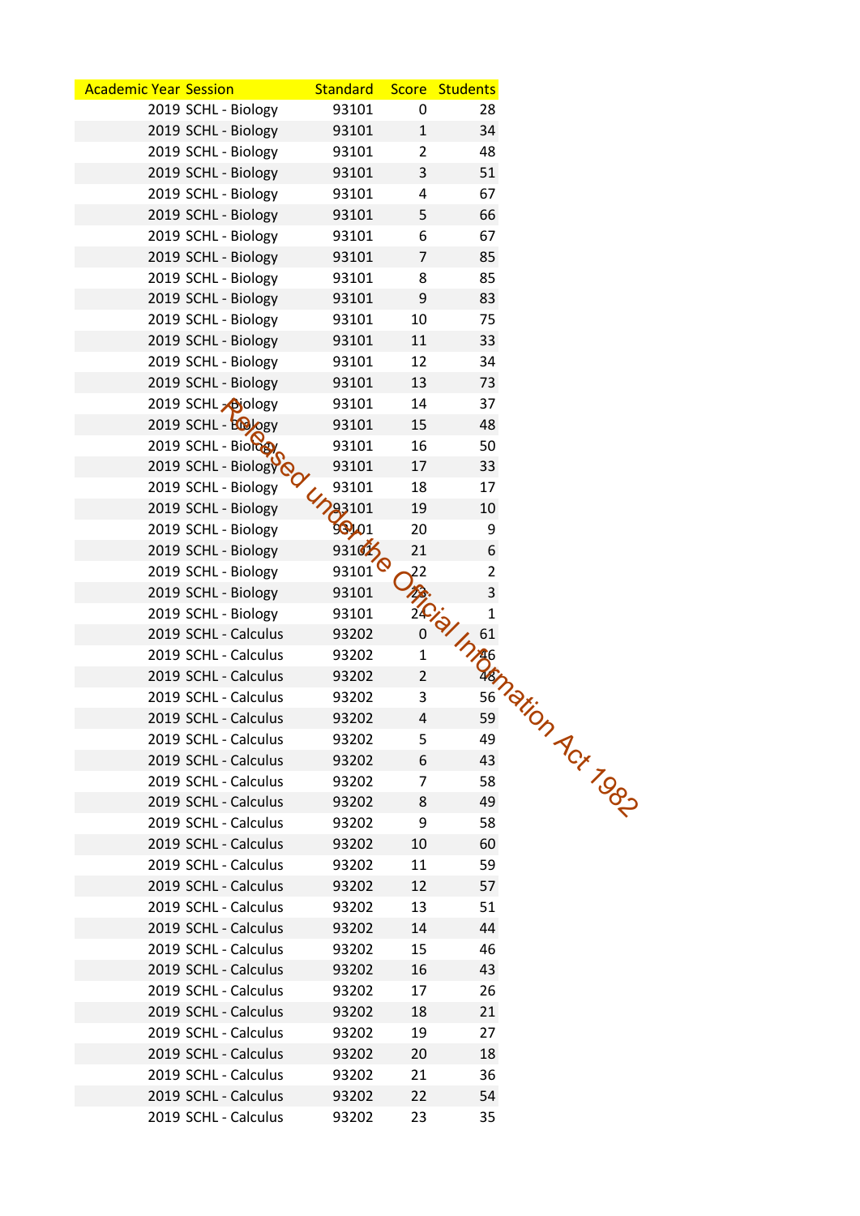| Academic Year | Session | Standard | Score | Students |
|---|---|---|---|---|
| 2019 | SCHL - Biology | 93101 | 0 | 28 |
| 2019 | SCHL - Biology | 93101 | 1 | 34 |
| 2019 | SCHL - Biology | 93101 | 2 | 48 |
| 2019 | SCHL - Biology | 93101 | 3 | 51 |
| 2019 | SCHL - Biology | 93101 | 4 | 67 |
| 2019 | SCHL - Biology | 93101 | 5 | 66 |
| 2019 | SCHL - Biology | 93101 | 6 | 67 |
| 2019 | SCHL - Biology | 93101 | 7 | 85 |
| 2019 | SCHL - Biology | 93101 | 8 | 85 |
| 2019 | SCHL - Biology | 93101 | 9 | 83 |
| 2019 | SCHL - Biology | 93101 | 10 | 75 |
| 2019 | SCHL - Biology | 93101 | 11 | 33 |
| 2019 | SCHL - Biology | 93101 | 12 | 34 |
| 2019 | SCHL - Biology | 93101 | 13 | 73 |
| 2019 | SCHL - Biology | 93101 | 14 | 37 |
| 2019 | SCHL - Biology | 93101 | 15 | 48 |
| 2019 | SCHL - Biology | 93101 | 16 | 50 |
| 2019 | SCHL - Biology | 93101 | 17 | 33 |
| 2019 | SCHL - Biology | 93101 | 18 | 17 |
| 2019 | SCHL - Biology | 93101 | 19 | 10 |
| 2019 | SCHL - Biology | 93101 | 20 | 9 |
| 2019 | SCHL - Biology | 93101 | 21 | 6 |
| 2019 | SCHL - Biology | 93101 | 22 | 2 |
| 2019 | SCHL - Biology | 93101 | 23 | 3 |
| 2019 | SCHL - Biology | 93101 | 24 | 1 |
| 2019 | SCHL - Calculus | 93202 | 0 | 61 |
| 2019 | SCHL - Calculus | 93202 | 1 | 46 |
| 2019 | SCHL - Calculus | 93202 | 2 | 48 |
| 2019 | SCHL - Calculus | 93202 | 3 | 56 |
| 2019 | SCHL - Calculus | 93202 | 4 | 59 |
| 2019 | SCHL - Calculus | 93202 | 5 | 49 |
| 2019 | SCHL - Calculus | 93202 | 6 | 43 |
| 2019 | SCHL - Calculus | 93202 | 7 | 58 |
| 2019 | SCHL - Calculus | 93202 | 8 | 49 |
| 2019 | SCHL - Calculus | 93202 | 9 | 58 |
| 2019 | SCHL - Calculus | 93202 | 10 | 60 |
| 2019 | SCHL - Calculus | 93202 | 11 | 59 |
| 2019 | SCHL - Calculus | 93202 | 12 | 57 |
| 2019 | SCHL - Calculus | 93202 | 13 | 51 |
| 2019 | SCHL - Calculus | 93202 | 14 | 44 |
| 2019 | SCHL - Calculus | 93202 | 15 | 46 |
| 2019 | SCHL - Calculus | 93202 | 16 | 43 |
| 2019 | SCHL - Calculus | 93202 | 17 | 26 |
| 2019 | SCHL - Calculus | 93202 | 18 | 21 |
| 2019 | SCHL - Calculus | 93202 | 19 | 27 |
| 2019 | SCHL - Calculus | 93202 | 20 | 18 |
| 2019 | SCHL - Calculus | 93202 | 21 | 36 |
| 2019 | SCHL - Calculus | 93202 | 22 | 54 |
| 2019 | SCHL - Calculus | 93202 | 23 | 35 |

Released under the Official Information Act 1982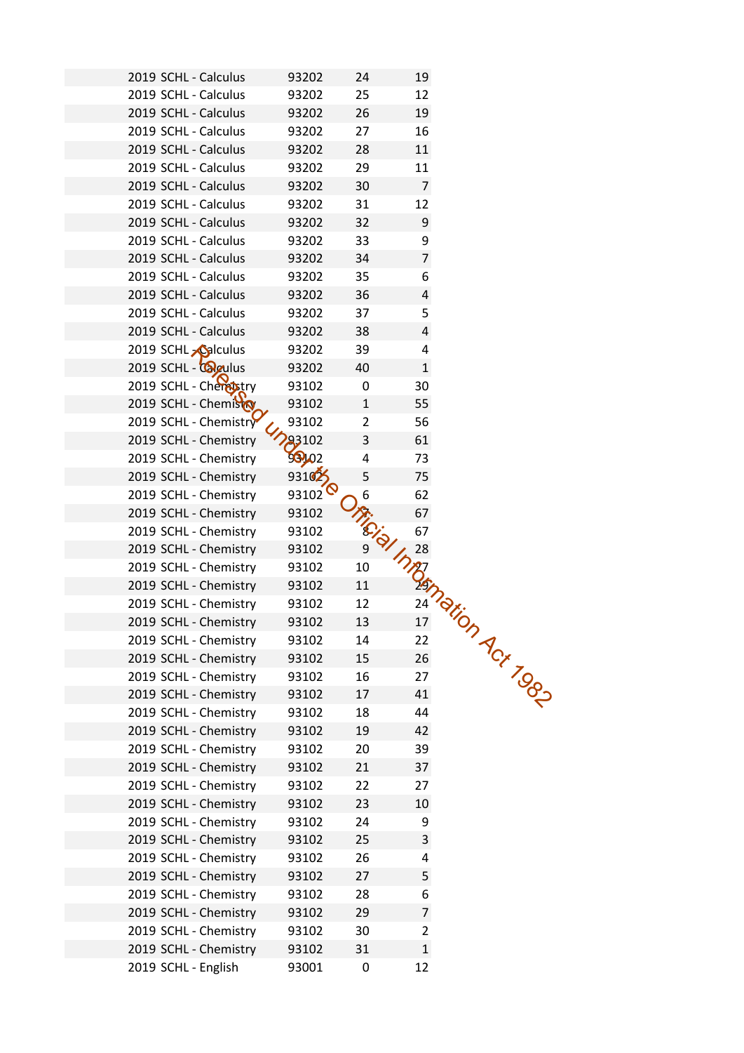| | | | |
|---|---|---|---|
| 2019 SCHL - Calculus | 93202 | 24 | 19 |
| 2019 SCHL - Calculus | 93202 | 25 | 12 |
| 2019 SCHL - Calculus | 93202 | 26 | 19 |
| 2019 SCHL - Calculus | 93202 | 27 | 16 |
| 2019 SCHL - Calculus | 93202 | 28 | 11 |
| 2019 SCHL - Calculus | 93202 | 29 | 11 |
| 2019 SCHL - Calculus | 93202 | 30 | 7 |
| 2019 SCHL - Calculus | 93202 | 31 | 12 |
| 2019 SCHL - Calculus | 93202 | 32 | 9 |
| 2019 SCHL - Calculus | 93202 | 33 | 9 |
| 2019 SCHL - Calculus | 93202 | 34 | 7 |
| 2019 SCHL - Calculus | 93202 | 35 | 6 |
| 2019 SCHL - Calculus | 93202 | 36 | 4 |
| 2019 SCHL - Calculus | 93202 | 37 | 5 |
| 2019 SCHL - Calculus | 93202 | 38 | 4 |
| 2019 SCHL - Calculus | 93202 | 39 | 4 |
| 2019 SCHL - Calculus | 93202 | 40 | 1 |
| 2019 SCHL - Chemistry | 93102 | 0 | 30 |
| 2019 SCHL - Chemistry | 93102 | 1 | 55 |
| 2019 SCHL - Chemistry | 93102 | 2 | 56 |
| 2019 SCHL - Chemistry | 93102 | 3 | 61 |
| 2019 SCHL - Chemistry | 93102 | 4 | 73 |
| 2019 SCHL - Chemistry | 93102 | 5 | 75 |
| 2019 SCHL - Chemistry | 93102 | 6 | 62 |
| 2019 SCHL - Chemistry | 93102 | 7 | 67 |
| 2019 SCHL - Chemistry | 93102 | 8 | 67 |
| 2019 SCHL - Chemistry | 93102 | 9 | 28 |
| 2019 SCHL - Chemistry | 93102 | 10 | 27 |
| 2019 SCHL - Chemistry | 93102 | 11 | 29 |
| 2019 SCHL - Chemistry | 93102 | 12 | 24 |
| 2019 SCHL - Chemistry | 93102 | 13 | 17 |
| 2019 SCHL - Chemistry | 93102 | 14 | 22 |
| 2019 SCHL - Chemistry | 93102 | 15 | 26 |
| 2019 SCHL - Chemistry | 93102 | 16 | 27 |
| 2019 SCHL - Chemistry | 93102 | 17 | 41 |
| 2019 SCHL - Chemistry | 93102 | 18 | 44 |
| 2019 SCHL - Chemistry | 93102 | 19 | 42 |
| 2019 SCHL - Chemistry | 93102 | 20 | 39 |
| 2019 SCHL - Chemistry | 93102 | 21 | 37 |
| 2019 SCHL - Chemistry | 93102 | 22 | 27 |
| 2019 SCHL - Chemistry | 93102 | 23 | 10 |
| 2019 SCHL - Chemistry | 93102 | 24 | 9 |
| 2019 SCHL - Chemistry | 93102 | 25 | 3 |
| 2019 SCHL - Chemistry | 93102 | 26 | 4 |
| 2019 SCHL - Chemistry | 93102 | 27 | 5 |
| 2019 SCHL - Chemistry | 93102 | 28 | 6 |
| 2019 SCHL - Chemistry | 93102 | 29 | 7 |
| 2019 SCHL - Chemistry | 93102 | 30 | 2 |
| 2019 SCHL - Chemistry | 93102 | 31 | 1 |
| 2019 SCHL - English | 93001 | 0 | 12 |

Released under the Official Information Act 1982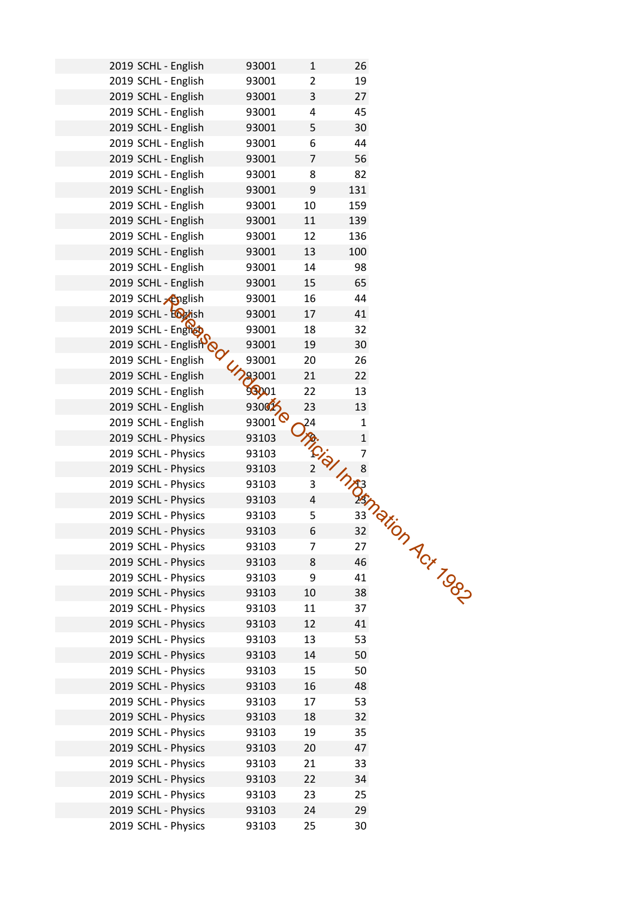| | | | |
|---|---|---|---|
| 2019 SCHL - English | 93001 | 1 | 26 |
| 2019 SCHL - English | 93001 | 2 | 19 |
| 2019 SCHL - English | 93001 | 3 | 27 |
| 2019 SCHL - English | 93001 | 4 | 45 |
| 2019 SCHL - English | 93001 | 5 | 30 |
| 2019 SCHL - English | 93001 | 6 | 44 |
| 2019 SCHL - English | 93001 | 7 | 56 |
| 2019 SCHL - English | 93001 | 8 | 82 |
| 2019 SCHL - English | 93001 | 9 | 131 |
| 2019 SCHL - English | 93001 | 10 | 159 |
| 2019 SCHL - English | 93001 | 11 | 139 |
| 2019 SCHL - English | 93001 | 12 | 136 |
| 2019 SCHL - English | 93001 | 13 | 100 |
| 2019 SCHL - English | 93001 | 14 | 98 |
| 2019 SCHL - English | 93001 | 15 | 65 |
| 2019 SCHL - English | 93001 | 16 | 44 |
| 2019 SCHL - English | 93001 | 17 | 41 |
| 2019 SCHL - English | 93001 | 18 | 32 |
| 2019 SCHL - English | 93001 | 19 | 30 |
| 2019 SCHL - English | 93001 | 20 | 26 |
| 2019 SCHL - English | 93001 | 21 | 22 |
| 2019 SCHL - English | 93001 | 22 | 13 |
| 2019 SCHL - English | 93001 | 23 | 13 |
| 2019 SCHL - English | 93001 | 24 | 1 |
| 2019 SCHL - Physics | 93103 | 0 | 1 |
| 2019 SCHL - Physics | 93103 | 1 | 7 |
| 2019 SCHL - Physics | 93103 | 2 | 8 |
| 2019 SCHL - Physics | 93103 | 3 | 13 |
| 2019 SCHL - Physics | 93103 | 4 | 23 |
| 2019 SCHL - Physics | 93103 | 5 | 33 |
| 2019 SCHL - Physics | 93103 | 6 | 32 |
| 2019 SCHL - Physics | 93103 | 7 | 27 |
| 2019 SCHL - Physics | 93103 | 8 | 46 |
| 2019 SCHL - Physics | 93103 | 9 | 41 |
| 2019 SCHL - Physics | 93103 | 10 | 38 |
| 2019 SCHL - Physics | 93103 | 11 | 37 |
| 2019 SCHL - Physics | 93103 | 12 | 41 |
| 2019 SCHL - Physics | 93103 | 13 | 53 |
| 2019 SCHL - Physics | 93103 | 14 | 50 |
| 2019 SCHL - Physics | 93103 | 15 | 50 |
| 2019 SCHL - Physics | 93103 | 16 | 48 |
| 2019 SCHL - Physics | 93103 | 17 | 53 |
| 2019 SCHL - Physics | 93103 | 18 | 32 |
| 2019 SCHL - Physics | 93103 | 19 | 35 |
| 2019 SCHL - Physics | 93103 | 20 | 47 |
| 2019 SCHL - Physics | 93103 | 21 | 33 |
| 2019 SCHL - Physics | 93103 | 22 | 34 |
| 2019 SCHL - Physics | 93103 | 23 | 25 |
| 2019 SCHL - Physics | 93103 | 24 | 29 |
| 2019 SCHL - Physics | 93103 | 25 | 30 |

Released under the Official Information Act 1982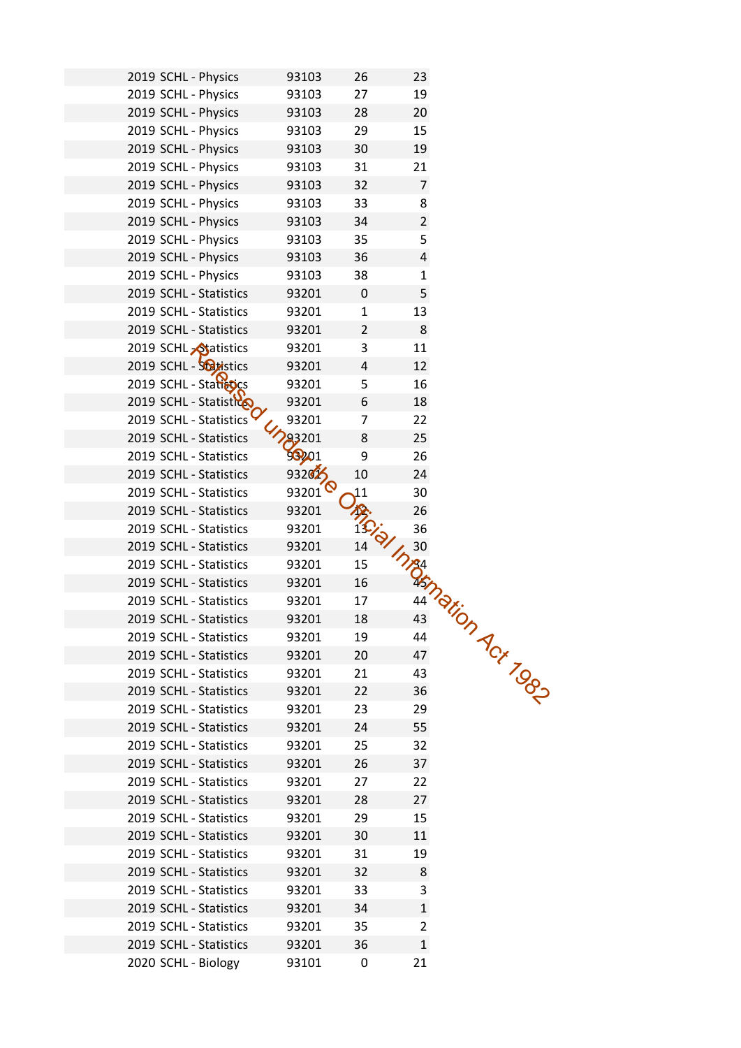| | | | |
|---|---|---|---|
| 2019 SCHL - Physics | 93103 | 26 | 23 |
| 2019 SCHL - Physics | 93103 | 27 | 19 |
| 2019 SCHL - Physics | 93103 | 28 | 20 |
| 2019 SCHL - Physics | 93103 | 29 | 15 |
| 2019 SCHL - Physics | 93103 | 30 | 19 |
| 2019 SCHL - Physics | 93103 | 31 | 21 |
| 2019 SCHL - Physics | 93103 | 32 | 7 |
| 2019 SCHL - Physics | 93103 | 33 | 8 |
| 2019 SCHL - Physics | 93103 | 34 | 2 |
| 2019 SCHL - Physics | 93103 | 35 | 5 |
| 2019 SCHL - Physics | 93103 | 36 | 4 |
| 2019 SCHL - Physics | 93103 | 38 | 1 |
| 2019 SCHL - Statistics | 93201 | 0 | 5 |
| 2019 SCHL - Statistics | 93201 | 1 | 13 |
| 2019 SCHL - Statistics | 93201 | 2 | 8 |
| 2019 SCHL - Statistics | 93201 | 3 | 11 |
| 2019 SCHL - Statistics | 93201 | 4 | 12 |
| 2019 SCHL - Statistics | 93201 | 5 | 16 |
| 2019 SCHL - Statistics | 93201 | 6 | 18 |
| 2019 SCHL - Statistics | 93201 | 7 | 22 |
| 2019 SCHL - Statistics | 93201 | 8 | 25 |
| 2019 SCHL - Statistics | 93201 | 9 | 26 |
| 2019 SCHL - Statistics | 93201 | 10 | 24 |
| 2019 SCHL - Statistics | 93201 | 11 | 30 |
| 2019 SCHL - Statistics | 93201 | 12 | 26 |
| 2019 SCHL - Statistics | 93201 | 13 | 36 |
| 2019 SCHL - Statistics | 93201 | 14 | 30 |
| 2019 SCHL - Statistics | 93201 | 15 | 34 |
| 2019 SCHL - Statistics | 93201 | 16 | 45 |
| 2019 SCHL - Statistics | 93201 | 17 | 44 |
| 2019 SCHL - Statistics | 93201 | 18 | 43 |
| 2019 SCHL - Statistics | 93201 | 19 | 44 |
| 2019 SCHL - Statistics | 93201 | 20 | 47 |
| 2019 SCHL - Statistics | 93201 | 21 | 43 |
| 2019 SCHL - Statistics | 93201 | 22 | 36 |
| 2019 SCHL - Statistics | 93201 | 23 | 29 |
| 2019 SCHL - Statistics | 93201 | 24 | 55 |
| 2019 SCHL - Statistics | 93201 | 25 | 32 |
| 2019 SCHL - Statistics | 93201 | 26 | 37 |
| 2019 SCHL - Statistics | 93201 | 27 | 22 |
| 2019 SCHL - Statistics | 93201 | 28 | 27 |
| 2019 SCHL - Statistics | 93201 | 29 | 15 |
| 2019 SCHL - Statistics | 93201 | 30 | 11 |
| 2019 SCHL - Statistics | 93201 | 31 | 19 |
| 2019 SCHL - Statistics | 93201 | 32 | 8 |
| 2019 SCHL - Statistics | 93201 | 33 | 3 |
| 2019 SCHL - Statistics | 93201 | 34 | 1 |
| 2019 SCHL - Statistics | 93201 | 35 | 2 |
| 2019 SCHL - Statistics | 93201 | 36 | 1 |
| 2020 SCHL - Biology | 93101 | 0 | 21 |

Released under the Official Information Act 1982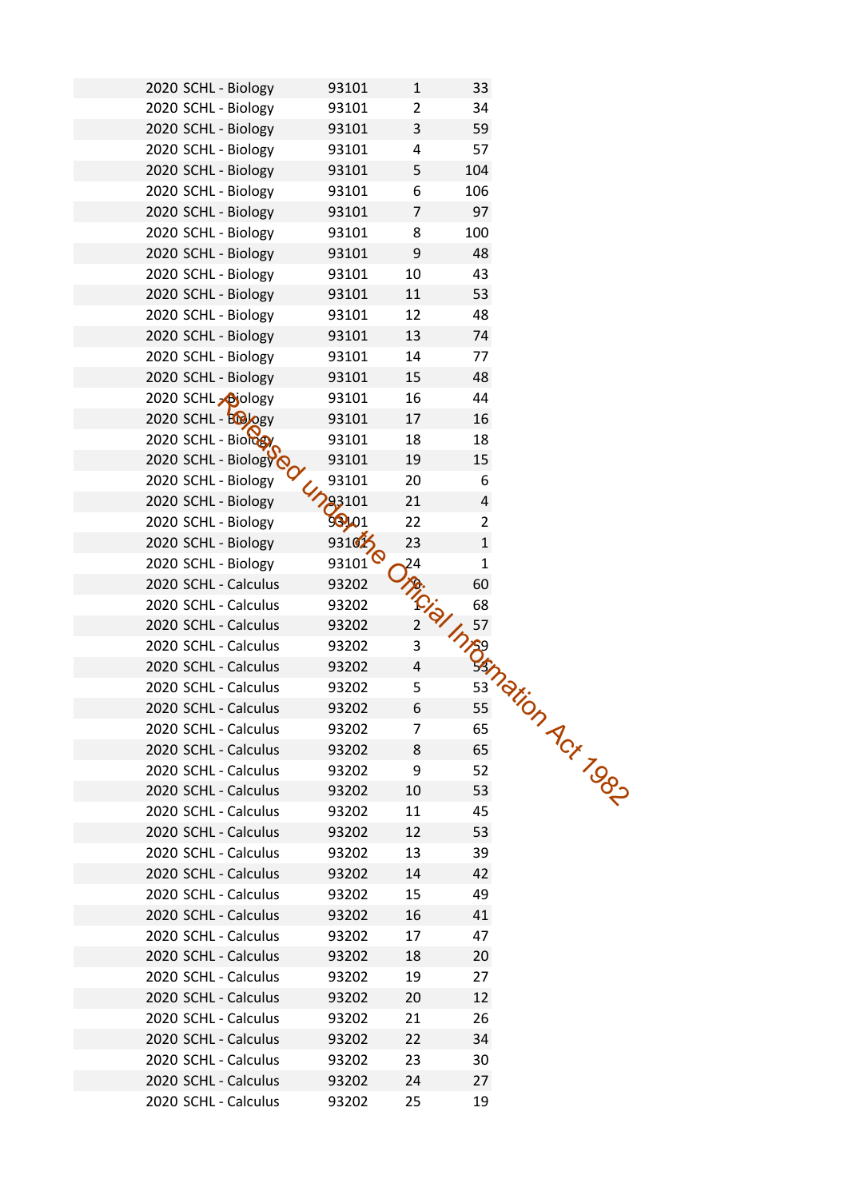| | | | |
|---|---|---|---|
| 2020 SCHL - Biology | 93101 | 1 | 33 |
| 2020 SCHL - Biology | 93101 | 2 | 34 |
| 2020 SCHL - Biology | 93101 | 3 | 59 |
| 2020 SCHL - Biology | 93101 | 4 | 57 |
| 2020 SCHL - Biology | 93101 | 5 | 104 |
| 2020 SCHL - Biology | 93101 | 6 | 106 |
| 2020 SCHL - Biology | 93101 | 7 | 97 |
| 2020 SCHL - Biology | 93101 | 8 | 100 |
| 2020 SCHL - Biology | 93101 | 9 | 48 |
| 2020 SCHL - Biology | 93101 | 10 | 43 |
| 2020 SCHL - Biology | 93101 | 11 | 53 |
| 2020 SCHL - Biology | 93101 | 12 | 48 |
| 2020 SCHL - Biology | 93101 | 13 | 74 |
| 2020 SCHL - Biology | 93101 | 14 | 77 |
| 2020 SCHL - Biology | 93101 | 15 | 48 |
| 2020 SCHL - Biology | 93101 | 16 | 44 |
| 2020 SCHL - Biology | 93101 | 17 | 16 |
| 2020 SCHL - Biology | 93101 | 18 | 18 |
| 2020 SCHL - Biology | 93101 | 19 | 15 |
| 2020 SCHL - Biology | 93101 | 20 | 6 |
| 2020 SCHL - Biology | 93101 | 21 | 4 |
| 2020 SCHL - Biology | 93101 | 22 | 2 |
| 2020 SCHL - Biology | 93101 | 23 | 1 |
| 2020 SCHL - Biology | 93101 | 24 | 1 |
| 2020 SCHL - Calculus | 93202 | 0 | 60 |
| 2020 SCHL - Calculus | 93202 | 1 | 68 |
| 2020 SCHL - Calculus | 93202 | 2 | 57 |
| 2020 SCHL - Calculus | 93202 | 3 | 59 |
| 2020 SCHL - Calculus | 93202 | 4 | 53 |
| 2020 SCHL - Calculus | 93202 | 5 | 53 |
| 2020 SCHL - Calculus | 93202 | 6 | 55 |
| 2020 SCHL - Calculus | 93202 | 7 | 65 |
| 2020 SCHL - Calculus | 93202 | 8 | 65 |
| 2020 SCHL - Calculus | 93202 | 9 | 52 |
| 2020 SCHL - Calculus | 93202 | 10 | 53 |
| 2020 SCHL - Calculus | 93202 | 11 | 45 |
| 2020 SCHL - Calculus | 93202 | 12 | 53 |
| 2020 SCHL - Calculus | 93202 | 13 | 39 |
| 2020 SCHL - Calculus | 93202 | 14 | 42 |
| 2020 SCHL - Calculus | 93202 | 15 | 49 |
| 2020 SCHL - Calculus | 93202 | 16 | 41 |
| 2020 SCHL - Calculus | 93202 | 17 | 47 |
| 2020 SCHL - Calculus | 93202 | 18 | 20 |
| 2020 SCHL - Calculus | 93202 | 19 | 27 |
| 2020 SCHL - Calculus | 93202 | 20 | 12 |
| 2020 SCHL - Calculus | 93202 | 21 | 26 |
| 2020 SCHL - Calculus | 93202 | 22 | 34 |
| 2020 SCHL - Calculus | 93202 | 23 | 30 |
| 2020 SCHL - Calculus | 93202 | 24 | 27 |
| 2020 SCHL - Calculus | 93202 | 25 | 19 |

Released under the Official Information Act 1982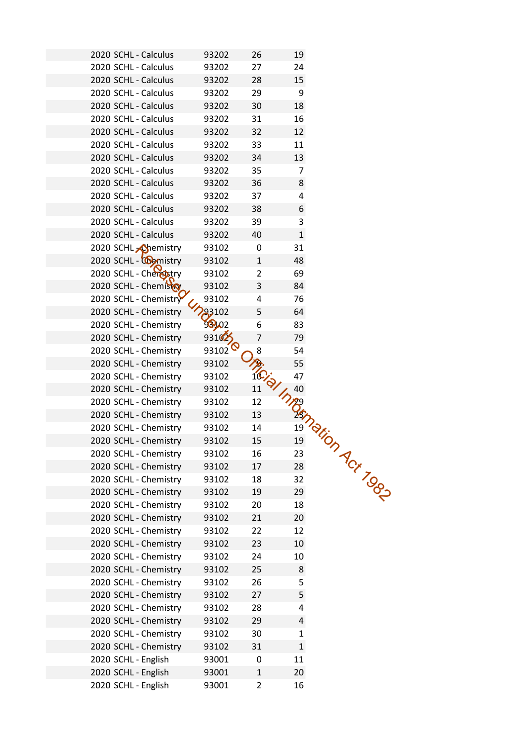| | | | |
|---|---|---|---|
| 2020 SCHL - Calculus | 93202 | 26 | 19 |
| 2020 SCHL - Calculus | 93202 | 27 | 24 |
| 2020 SCHL - Calculus | 93202 | 28 | 15 |
| 2020 SCHL - Calculus | 93202 | 29 | 9 |
| 2020 SCHL - Calculus | 93202 | 30 | 18 |
| 2020 SCHL - Calculus | 93202 | 31 | 16 |
| 2020 SCHL - Calculus | 93202 | 32 | 12 |
| 2020 SCHL - Calculus | 93202 | 33 | 11 |
| 2020 SCHL - Calculus | 93202 | 34 | 13 |
| 2020 SCHL - Calculus | 93202 | 35 | 7 |
| 2020 SCHL - Calculus | 93202 | 36 | 8 |
| 2020 SCHL - Calculus | 93202 | 37 | 4 |
| 2020 SCHL - Calculus | 93202 | 38 | 6 |
| 2020 SCHL - Calculus | 93202 | 39 | 3 |
| 2020 SCHL - Calculus | 93202 | 40 | 1 |
| 2020 SCHL - Chemistry | 93102 | 0 | 31 |
| 2020 SCHL - Chemistry | 93102 | 1 | 48 |
| 2020 SCHL - Chemistry | 93102 | 2 | 69 |
| 2020 SCHL - Chemistry | 93102 | 3 | 84 |
| 2020 SCHL - Chemistry | 93102 | 4 | 76 |
| 2020 SCHL - Chemistry | 93102 | 5 | 64 |
| 2020 SCHL - Chemistry | 93102 | 6 | 83 |
| 2020 SCHL - Chemistry | 93102 | 7 | 79 |
| 2020 SCHL - Chemistry | 93102 | 8 | 54 |
| 2020 SCHL - Chemistry | 93102 | 9 | 55 |
| 2020 SCHL - Chemistry | 93102 | 10 | 47 |
| 2020 SCHL - Chemistry | 93102 | 11 | 40 |
| 2020 SCHL - Chemistry | 93102 | 12 | 29 |
| 2020 SCHL - Chemistry | 93102 | 13 | 23 |
| 2020 SCHL - Chemistry | 93102 | 14 | 19 |
| 2020 SCHL - Chemistry | 93102 | 15 | 19 |
| 2020 SCHL - Chemistry | 93102 | 16 | 23 |
| 2020 SCHL - Chemistry | 93102 | 17 | 28 |
| 2020 SCHL - Chemistry | 93102 | 18 | 32 |
| 2020 SCHL - Chemistry | 93102 | 19 | 29 |
| 2020 SCHL - Chemistry | 93102 | 20 | 18 |
| 2020 SCHL - Chemistry | 93102 | 21 | 20 |
| 2020 SCHL - Chemistry | 93102 | 22 | 12 |
| 2020 SCHL - Chemistry | 93102 | 23 | 10 |
| 2020 SCHL - Chemistry | 93102 | 24 | 10 |
| 2020 SCHL - Chemistry | 93102 | 25 | 8 |
| 2020 SCHL - Chemistry | 93102 | 26 | 5 |
| 2020 SCHL - Chemistry | 93102 | 27 | 5 |
| 2020 SCHL - Chemistry | 93102 | 28 | 4 |
| 2020 SCHL - Chemistry | 93102 | 29 | 4 |
| 2020 SCHL - Chemistry | 93102 | 30 | 1 |
| 2020 SCHL - Chemistry | 93102 | 31 | 1 |
| 2020 SCHL - English | 93001 | 0 | 11 |
| 2020 SCHL - English | 93001 | 1 | 20 |
| 2020 SCHL - English | 93001 | 2 | 16 |

Released under the Official Information Act 1982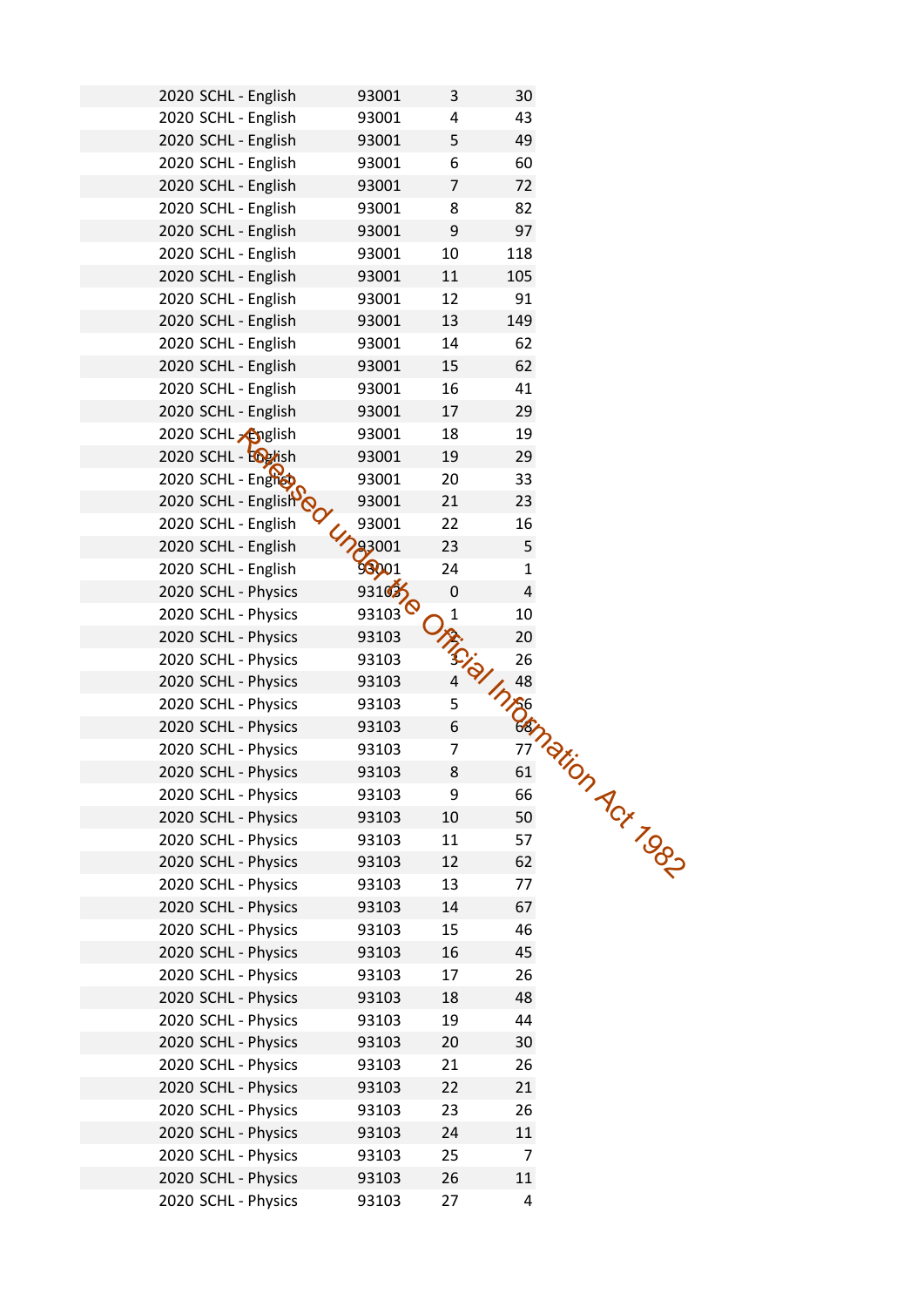| | | | |
|---|---|---|---|
| 2020 SCHL - English | 93001 | 3 | 30 |
| 2020 SCHL - English | 93001 | 4 | 43 |
| 2020 SCHL - English | 93001 | 5 | 49 |
| 2020 SCHL - English | 93001 | 6 | 60 |
| 2020 SCHL - English | 93001 | 7 | 72 |
| 2020 SCHL - English | 93001 | 8 | 82 |
| 2020 SCHL - English | 93001 | 9 | 97 |
| 2020 SCHL - English | 93001 | 10 | 118 |
| 2020 SCHL - English | 93001 | 11 | 105 |
| 2020 SCHL - English | 93001 | 12 | 91 |
| 2020 SCHL - English | 93001 | 13 | 149 |
| 2020 SCHL - English | 93001 | 14 | 62 |
| 2020 SCHL - English | 93001 | 15 | 62 |
| 2020 SCHL - English | 93001 | 16 | 41 |
| 2020 SCHL - English | 93001 | 17 | 29 |
| 2020 SCHL - English | 93001 | 18 | 19 |
| 2020 SCHL - English | 93001 | 19 | 29 |
| 2020 SCHL - English | 93001 | 20 | 33 |
| 2020 SCHL - English | 93001 | 21 | 23 |
| 2020 SCHL - English | 93001 | 22 | 16 |
| 2020 SCHL - English | 93001 | 23 | 5 |
| 2020 SCHL - English | 93001 | 24 | 1 |
| 2020 SCHL - Physics | 93103 | 0 | 4 |
| 2020 SCHL - Physics | 93103 | 1 | 10 |
| 2020 SCHL - Physics | 93103 | 2 | 20 |
| 2020 SCHL - Physics | 93103 | 3 | 26 |
| 2020 SCHL - Physics | 93103 | 4 | 48 |
| 2020 SCHL - Physics | 93103 | 5 | 56 |
| 2020 SCHL - Physics | 93103 | 6 | 68 |
| 2020 SCHL - Physics | 93103 | 7 | 77 |
| 2020 SCHL - Physics | 93103 | 8 | 61 |
| 2020 SCHL - Physics | 93103 | 9 | 66 |
| 2020 SCHL - Physics | 93103 | 10 | 50 |
| 2020 SCHL - Physics | 93103 | 11 | 57 |
| 2020 SCHL - Physics | 93103 | 12 | 62 |
| 2020 SCHL - Physics | 93103 | 13 | 77 |
| 2020 SCHL - Physics | 93103 | 14 | 67 |
| 2020 SCHL - Physics | 93103 | 15 | 46 |
| 2020 SCHL - Physics | 93103 | 16 | 45 |
| 2020 SCHL - Physics | 93103 | 17 | 26 |
| 2020 SCHL - Physics | 93103 | 18 | 48 |
| 2020 SCHL - Physics | 93103 | 19 | 44 |
| 2020 SCHL - Physics | 93103 | 20 | 30 |
| 2020 SCHL - Physics | 93103 | 21 | 26 |
| 2020 SCHL - Physics | 93103 | 22 | 21 |
| 2020 SCHL - Physics | 93103 | 23 | 26 |
| 2020 SCHL - Physics | 93103 | 24 | 11 |
| 2020 SCHL - Physics | 93103 | 25 | 7 |
| 2020 SCHL - Physics | 93103 | 26 | 11 |
| 2020 SCHL - Physics | 93103 | 27 | 4 |

Released under the Official Information Act 1982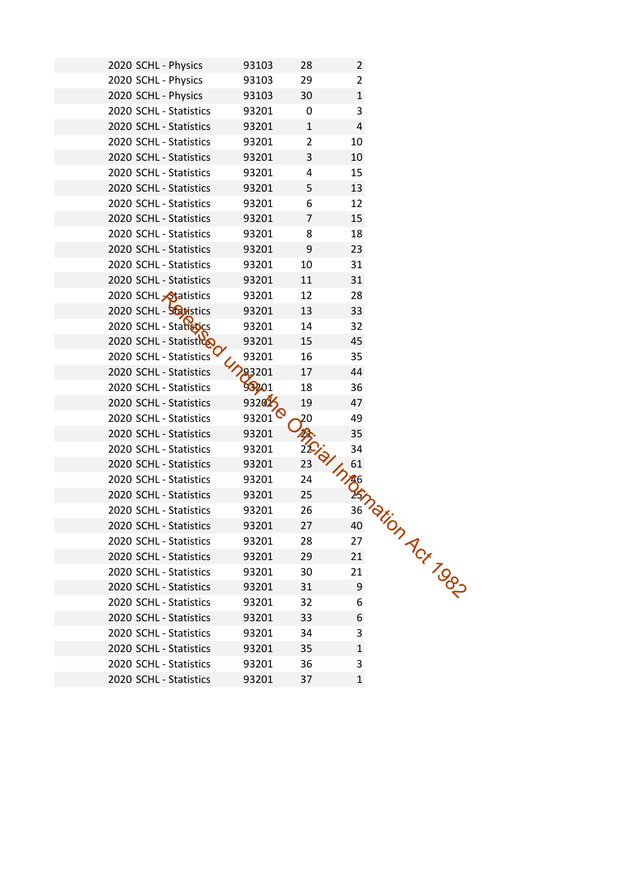| | | | |
|---|---|---|---|
| 2020 SCHL - Physics | 93103 | 28 | 2 |
| 2020 SCHL - Physics | 93103 | 29 | 2 |
| 2020 SCHL - Physics | 93103 | 30 | 1 |
| 2020 SCHL - Statistics | 93201 | 0 | 3 |
| 2020 SCHL - Statistics | 93201 | 1 | 4 |
| 2020 SCHL - Statistics | 93201 | 2 | 10 |
| 2020 SCHL - Statistics | 93201 | 3 | 10 |
| 2020 SCHL - Statistics | 93201 | 4 | 15 |
| 2020 SCHL - Statistics | 93201 | 5 | 13 |
| 2020 SCHL - Statistics | 93201 | 6 | 12 |
| 2020 SCHL - Statistics | 93201 | 7 | 15 |
| 2020 SCHL - Statistics | 93201 | 8 | 18 |
| 2020 SCHL - Statistics | 93201 | 9 | 23 |
| 2020 SCHL - Statistics | 93201 | 10 | 31 |
| 2020 SCHL - Statistics | 93201 | 11 | 31 |
| 2020 SCHL - Statistics | 93201 | 12 | 28 |
| 2020 SCHL - Statistics | 93201 | 13 | 33 |
| 2020 SCHL - Statistics | 93201 | 14 | 32 |
| 2020 SCHL - Statistics | 93201 | 15 | 45 |
| 2020 SCHL - Statistics | 93201 | 16 | 35 |
| 2020 SCHL - Statistics | 93201 | 17 | 44 |
| 2020 SCHL - Statistics | 93201 | 18 | 36 |
| 2020 SCHL - Statistics | 93201 | 19 | 47 |
| 2020 SCHL - Statistics | 93201 | 20 | 49 |
| 2020 SCHL - Statistics | 93201 | 21 | 35 |
| 2020 SCHL - Statistics | 93201 | 22 | 34 |
| 2020 SCHL - Statistics | 93201 | 23 | 61 |
| 2020 SCHL - Statistics | 93201 | 24 | 46 |
| 2020 SCHL - Statistics | 93201 | 25 | 25 |
| 2020 SCHL - Statistics | 93201 | 26 | 36 |
| 2020 SCHL - Statistics | 93201 | 27 | 40 |
| 2020 SCHL - Statistics | 93201 | 28 | 27 |
| 2020 SCHL - Statistics | 93201 | 29 | 21 |
| 2020 SCHL - Statistics | 93201 | 30 | 21 |
| 2020 SCHL - Statistics | 93201 | 31 | 9 |
| 2020 SCHL - Statistics | 93201 | 32 | 6 |
| 2020 SCHL - Statistics | 93201 | 33 | 6 |
| 2020 SCHL - Statistics | 93201 | 34 | 3 |
| 2020 SCHL - Statistics | 93201 | 35 | 1 |
| 2020 SCHL - Statistics | 93201 | 36 | 3 |
| 2020 SCHL - Statistics | 93201 | 37 | 1 |

Released under the Official Information Act 1982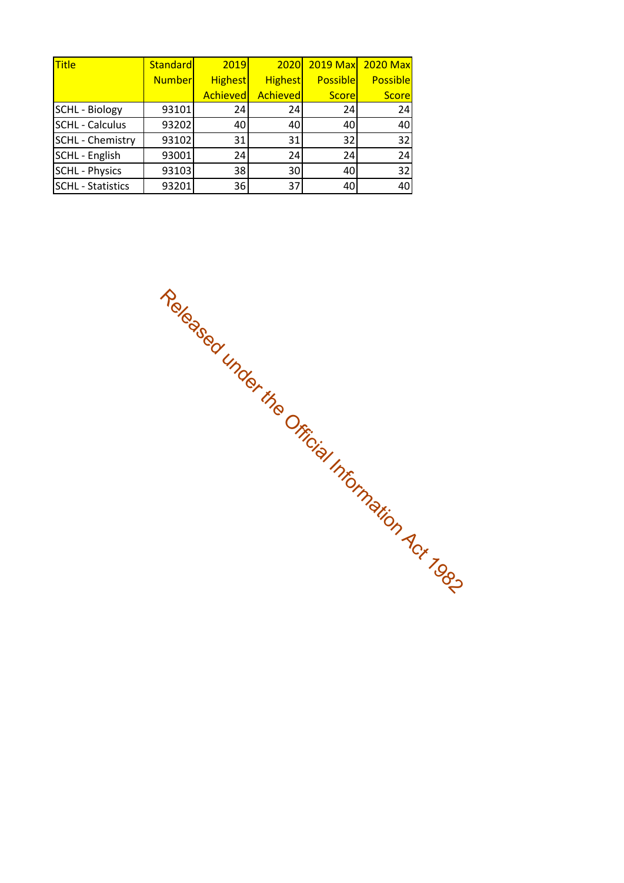| Title | Standard Number | 2019 Highest Achieved | 2020 Highest Achieved | 2019 Max Possible Score | 2020 Max Possible Score |
|---|---|---|---|---|---|
| SCHL - Biology | 93101 | 24 | 24 | 24 | 24 |
| SCHL - Calculus | 93202 | 40 | 40 | 40 | 40 |
| SCHL - Chemistry | 93102 | 31 | 31 | 32 | 32 |
| SCHL - English | 93001 | 24 | 24 | 24 | 24 |
| SCHL - Physics | 93103 | 38 | 30 | 40 | 32 |
| SCHL - Statistics | 93201 | 36 | 37 | 40 | 40 |

Released under the Official Information Act 1982